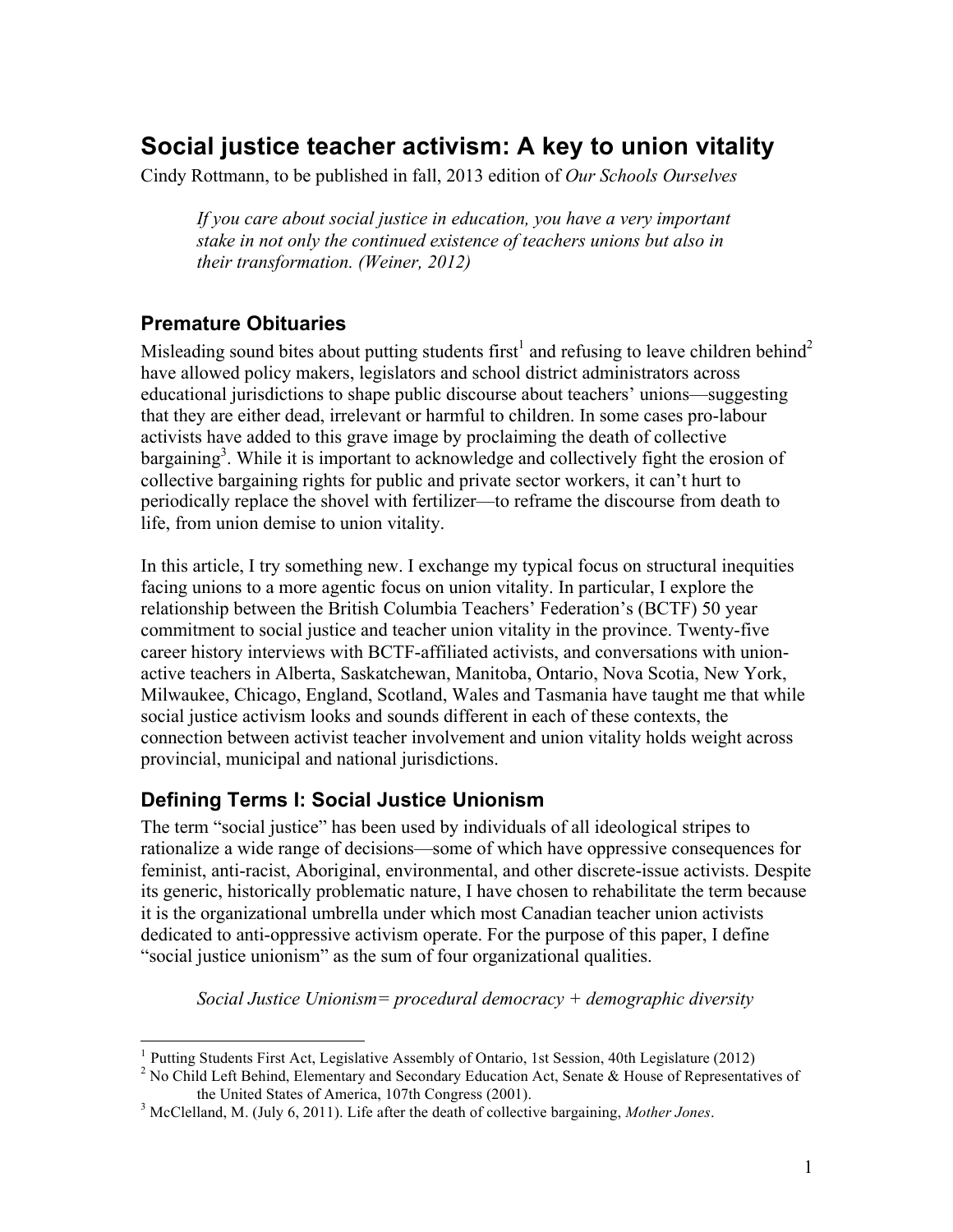# Social justice teacher activism: A key to union vitality

Cindy Rottmann, to be published in fall, 2013 edition of *Our Schools Ourselves*

> *If you care about social justice in education, you have a very important stake in not only the continued existence of teachers unions but also in their transformation. (Weiner, 2012)*

## Premature Obituaries

Misleading sound bites about putting students first[1] and refusing to leave children behind[2] have allowed policy makers, legislators and school district administrators across educational jurisdictions to shape public discourse about teachers' unions—suggesting that they are either dead, irrelevant or harmful to children. In some cases pro-labour activists have added to this grave image by proclaiming the death of collective bargaining[3]. While it is important to acknowledge and collectively fight the erosion of collective bargaining rights for public and private sector workers, it can't hurt to periodically replace the shovel with fertilizer—to reframe the discourse from death to life, from union demise to union vitality.

In this article, I try something new. I exchange my typical focus on structural inequities facing unions to a more agentic focus on union vitality. In particular, I explore the relationship between the British Columbia Teachers' Federation's (BCTF) 50 year commitment to social justice and teacher union vitality in the province. Twenty-five career history interviews with BCTF-affiliated activists, and conversations with union-active teachers in Alberta, Saskatchewan, Manitoba, Ontario, Nova Scotia, New York, Milwaukee, Chicago, England, Scotland, Wales and Tasmania have taught me that while social justice activism looks and sounds different in each of these contexts, the connection between activist teacher involvement and union vitality holds weight across provincial, municipal and national jurisdictions.

## Defining Terms I: Social Justice Unionism

The term "social justice" has been used by individuals of all ideological stripes to rationalize a wide range of decisions—some of which have oppressive consequences for feminist, anti-racist, Aboriginal, environmental, and other discrete-issue activists. Despite its generic, historically problematic nature, I have chosen to rehabilitate the term because it is the organizational umbrella under which most Canadian teacher union activists dedicated to anti-oppressive activism operate. For the purpose of this paper, I define "social justice unionism" as the sum of four organizational qualities.

> *Social Justice Unionism= procedural democracy + demographic diversity*

---

[1] Putting Students First Act, Legislative Assembly of Ontario, 1st Session, 40th Legislature (2012)

[2] No Child Left Behind, Elementary and Secondary Education Act, Senate & House of Representatives of the United States of America, 107th Congress (2001).

[3] McClelland, M. (July 6, 2011). Life after the death of collective bargaining, *Mother Jones*.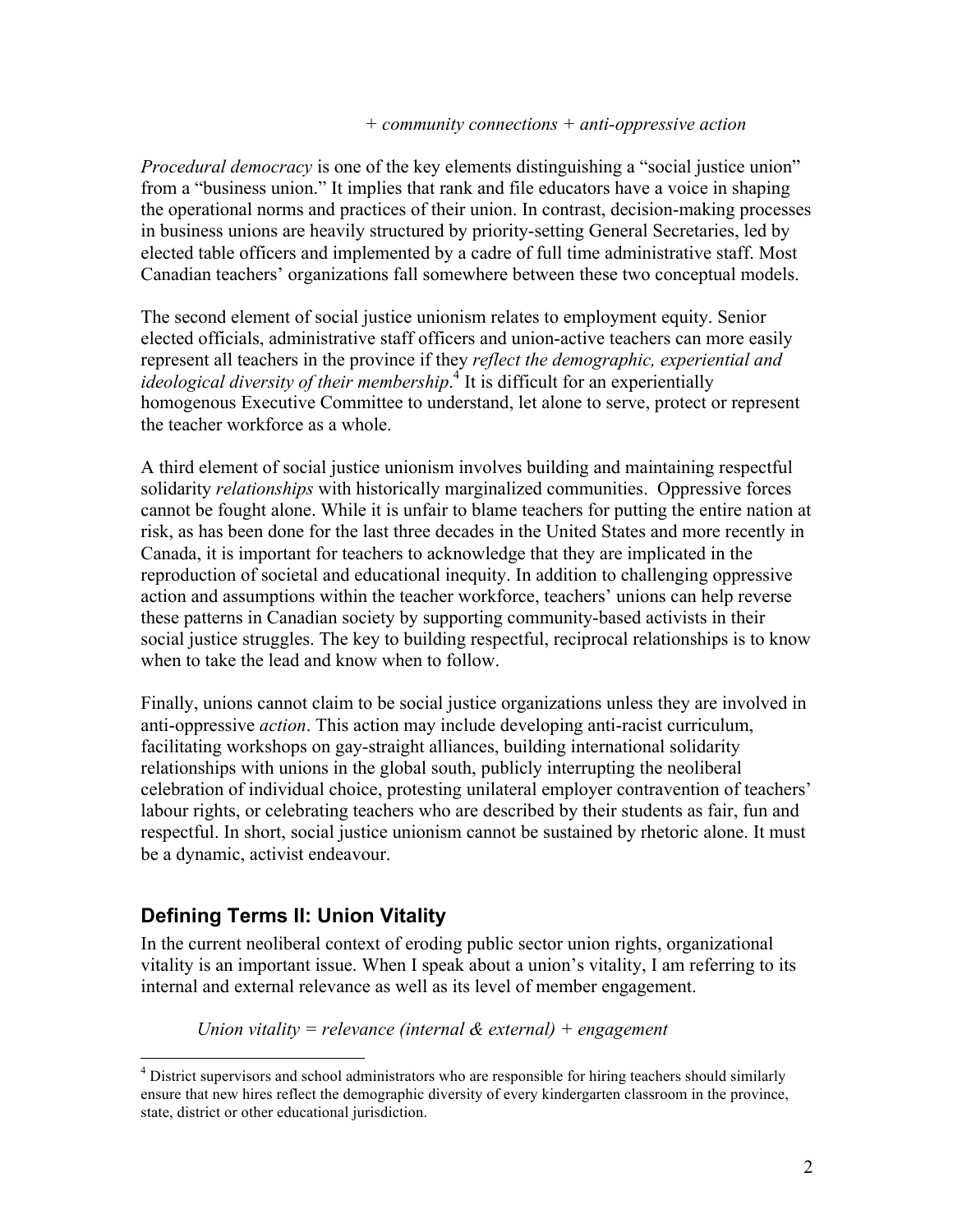*+ community connections + anti-oppressive action*

*Procedural democracy* is one of the key elements distinguishing a "social justice union" from a "business union." It implies that rank and file educators have a voice in shaping the operational norms and practices of their union. In contrast, decision-making processes in business unions are heavily structured by priority-setting General Secretaries, led by elected table officers and implemented by a cadre of full time administrative staff. Most Canadian teachers' organizations fall somewhere between these two conceptual models.

The second element of social justice unionism relates to employment equity. Senior elected officials, administrative staff officers and union-active teachers can more easily represent all teachers in the province if they *reflect the demographic, experiential and ideological diversity of their membership*.[4] It is difficult for an experientially homogenous Executive Committee to understand, let alone to serve, protect or represent the teacher workforce as a whole.

A third element of social justice unionism involves building and maintaining respectful solidarity *relationships* with historically marginalized communities. Oppressive forces cannot be fought alone. While it is unfair to blame teachers for putting the entire nation at risk, as has been done for the last three decades in the United States and more recently in Canada, it is important for teachers to acknowledge that they are implicated in the reproduction of societal and educational inequity. In addition to challenging oppressive action and assumptions within the teacher workforce, teachers' unions can help reverse these patterns in Canadian society by supporting community-based activists in their social justice struggles. The key to building respectful, reciprocal relationships is to know when to take the lead and know when to follow.

Finally, unions cannot claim to be social justice organizations unless they are involved in anti-oppressive *action*. This action may include developing anti-racist curriculum, facilitating workshops on gay-straight alliances, building international solidarity relationships with unions in the global south, publicly interrupting the neoliberal celebration of individual choice, protesting unilateral employer contravention of teachers' labour rights, or celebrating teachers who are described by their students as fair, fun and respectful. In short, social justice unionism cannot be sustained by rhetoric alone. It must be a dynamic, activist endeavour.

## Defining Terms II: Union Vitality

In the current neoliberal context of eroding public sector union rights, organizational vitality is an important issue. When I speak about a union's vitality, I am referring to its internal and external relevance as well as its level of member engagement.

*Union vitality = relevance (internal & external) + engagement*

[4] District supervisors and school administrators who are responsible for hiring teachers should similarly ensure that new hires reflect the demographic diversity of every kindergarten classroom in the province, state, district or other educational jurisdiction.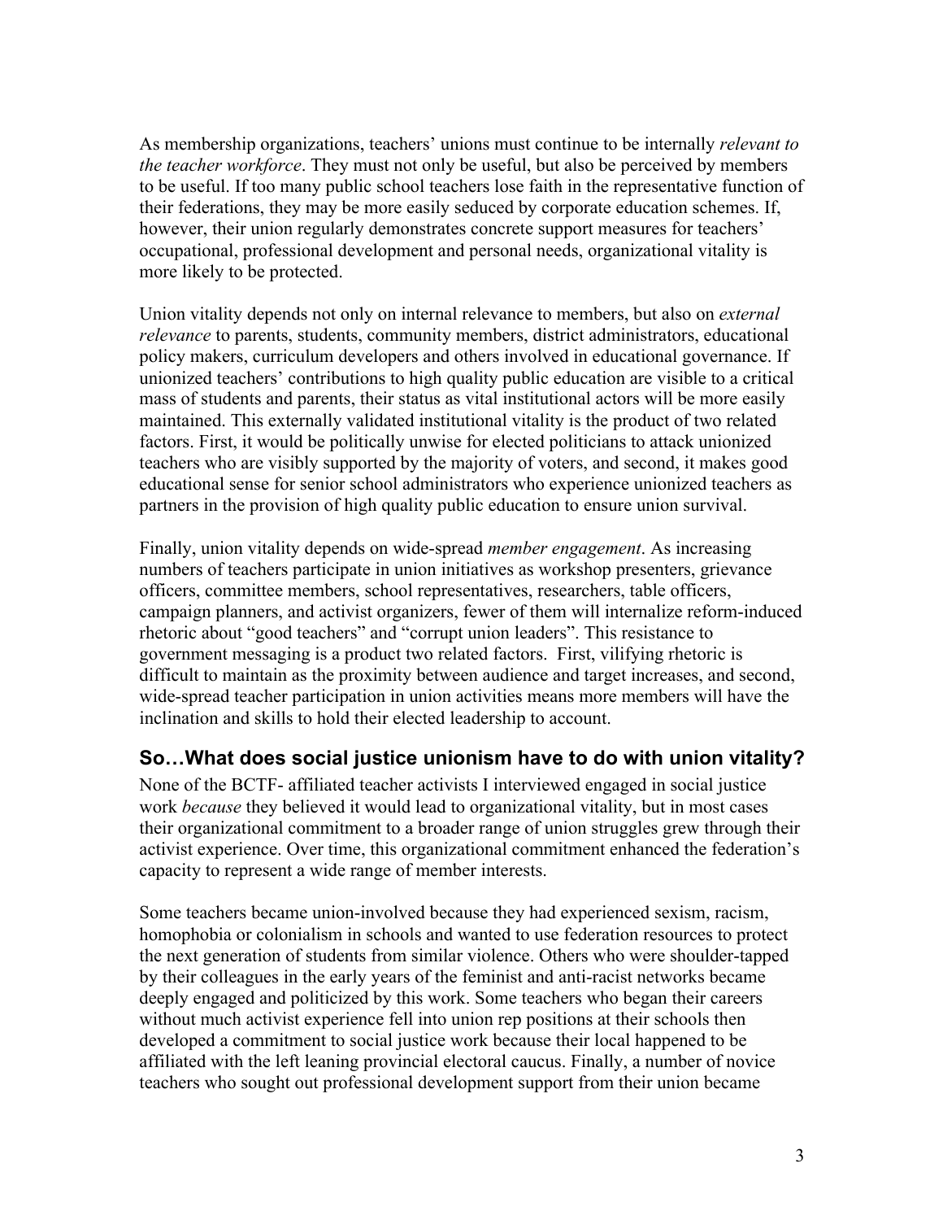As membership organizations, teachers' unions must continue to be internally *relevant to the teacher workforce*. They must not only be useful, but also be perceived by members to be useful. If too many public school teachers lose faith in the representative function of their federations, they may be more easily seduced by corporate education schemes. If, however, their union regularly demonstrates concrete support measures for teachers' occupational, professional development and personal needs, organizational vitality is more likely to be protected.

Union vitality depends not only on internal relevance to members, but also on *external relevance* to parents, students, community members, district administrators, educational policy makers, curriculum developers and others involved in educational governance. If unionized teachers' contributions to high quality public education are visible to a critical mass of students and parents, their status as vital institutional actors will be more easily maintained. This externally validated institutional vitality is the product of two related factors. First, it would be politically unwise for elected politicians to attack unionized teachers who are visibly supported by the majority of voters, and second, it makes good educational sense for senior school administrators who experience unionized teachers as partners in the provision of high quality public education to ensure union survival.

Finally, union vitality depends on wide-spread *member engagement*. As increasing numbers of teachers participate in union initiatives as workshop presenters, grievance officers, committee members, school representatives, researchers, table officers, campaign planners, and activist organizers, fewer of them will internalize reform-induced rhetoric about "good teachers" and "corrupt union leaders". This resistance to government messaging is a product two related factors. First, vilifying rhetoric is difficult to maintain as the proximity between audience and target increases, and second, wide-spread teacher participation in union activities means more members will have the inclination and skills to hold their elected leadership to account.

## So…What does social justice unionism have to do with union vitality?

None of the BCTF- affiliated teacher activists I interviewed engaged in social justice work *because* they believed it would lead to organizational vitality, but in most cases their organizational commitment to a broader range of union struggles grew through their activist experience. Over time, this organizational commitment enhanced the federation's capacity to represent a wide range of member interests.

Some teachers became union-involved because they had experienced sexism, racism, homophobia or colonialism in schools and wanted to use federation resources to protect the next generation of students from similar violence. Others who were shoulder-tapped by their colleagues in the early years of the feminist and anti-racist networks became deeply engaged and politicized by this work. Some teachers who began their careers without much activist experience fell into union rep positions at their schools then developed a commitment to social justice work because their local happened to be affiliated with the left leaning provincial electoral caucus. Finally, a number of novice teachers who sought out professional development support from their union became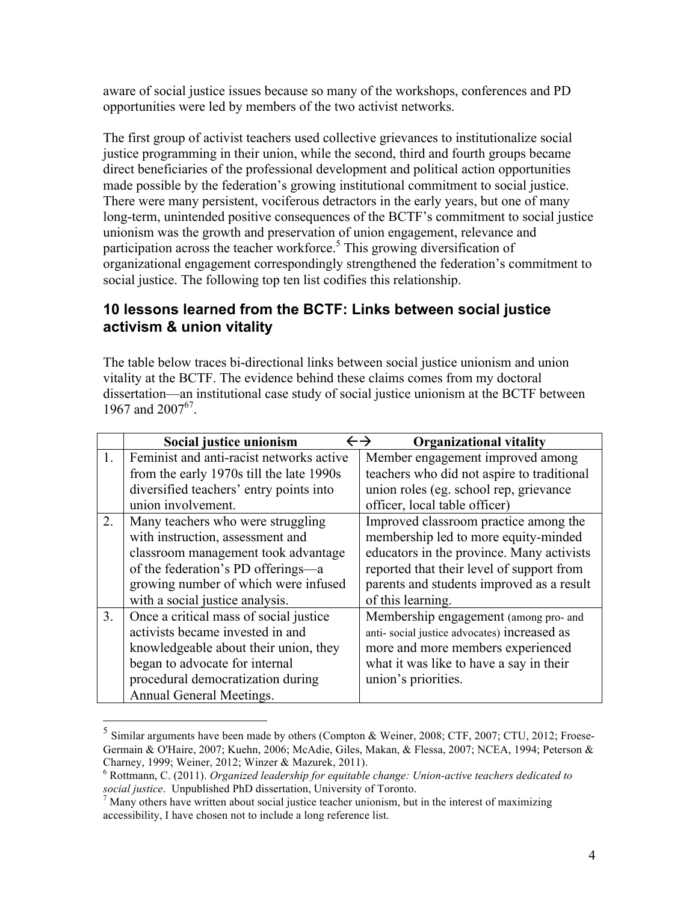aware of social justice issues because so many of the workshops, conferences and PD opportunities were led by members of the two activist networks.

The first group of activist teachers used collective grievances to institutionalize social justice programming in their union, while the second, third and fourth groups became direct beneficiaries of the professional development and political action opportunities made possible by the federation's growing institutional commitment to social justice. There were many persistent, vociferous detractors in the early years, but one of many long-term, unintended positive consequences of the BCTF's commitment to social justice unionism was the growth and preservation of union engagement, relevance and participation across the teacher workforce.[5] This growing diversification of organizational engagement correspondingly strengthened the federation's commitment to social justice. The following top ten list codifies this relationship.

## 10 lessons learned from the BCTF: Links between social justice activism & union vitality

The table below traces bi-directional links between social justice unionism and union vitality at the BCTF. The evidence behind these claims comes from my doctoral dissertation—an institutional case study of social justice unionism at the BCTF between 1967 and 2007[6,7].

| | Social justice unionism ←→ | Organizational vitality |
|---|---|---|
| 1. | Feminist and anti-racist networks active from the early 1970s till the late 1990s diversified teachers' entry points into union involvement. | Member engagement improved among teachers who did not aspire to traditional union roles (eg. school rep, grievance officer, local table officer) |
| 2. | Many teachers who were struggling with instruction, assessment and classroom management took advantage of the federation's PD offerings—a growing number of which were infused with a social justice analysis. | Improved classroom practice among the membership led to more equity-minded educators in the province. Many activists reported that their level of support from parents and students improved as a result of this learning. |
| 3. | Once a critical mass of social justice activists became invested in and knowledgeable about their union, they began to advocate for internal procedural democratization during Annual General Meetings. | Membership engagement (among pro- and anti- social justice advocates) increased as more and more members experienced what it was like to have a say in their union's priorities. |

[5] Similar arguments have been made by others (Compton & Weiner, 2008; CTF, 2007; CTU, 2012; Froese-Germain & O'Haire, 2007; Kuehn, 2006; McAdie, Giles, Makan, & Flessa, 2007; NCEA, 1994; Peterson & Charney, 1999; Weiner, 2012; Winzer & Mazurek, 2011).

[6] Rottmann, C. (2011). *Organized leadership for equitable change: Union-active teachers dedicated to social justice*. Unpublished PhD dissertation, University of Toronto.

[7] Many others have written about social justice teacher unionism, but in the interest of maximizing accessibility, I have chosen not to include a long reference list.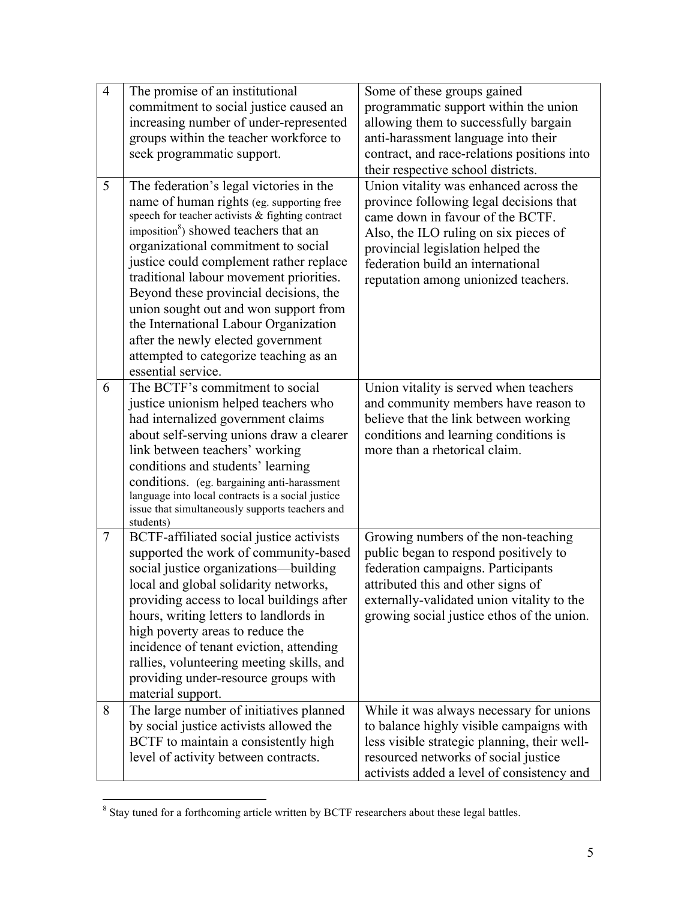| | | |
|---|---|---|
| 4 | The promise of an institutional commitment to social justice caused an increasing number of under-represented groups within the teacher workforce to seek programmatic support. | Some of these groups gained programmatic support within the union allowing them to successfully bargain anti-harassment language into their contract, and race-relations positions into their respective school districts. |
| 5 | The federation's legal victories in the name of human rights (eg. supporting free speech for teacher activists & fighting contract imposition[8]) showed teachers that an organizational commitment to social justice could complement rather replace traditional labour movement priorities. Beyond these provincial decisions, the union sought out and won support from the International Labour Organization after the newly elected government attempted to categorize teaching as an essential service. | Union vitality was enhanced across the province following legal decisions that came down in favour of the BCTF. Also, the ILO ruling on six pieces of provincial legislation helped the federation build an international reputation among unionized teachers. |
| 6 | The BCTF's commitment to social justice unionism helped teachers who had internalized government claims about self-serving unions draw a clearer link between teachers' working conditions and students' learning conditions. (eg. bargaining anti-harassment language into local contracts is a social justice issue that simultaneously supports teachers and students) | Union vitality is served when teachers and community members have reason to believe that the link between working conditions and learning conditions is more than a rhetorical claim. |
| 7 | BCTF-affiliated social justice activists supported the work of community-based social justice organizations—building local and global solidarity networks, providing access to local buildings after hours, writing letters to landlords in high poverty areas to reduce the incidence of tenant eviction, attending rallies, volunteering meeting skills, and providing under-resource groups with material support. | Growing numbers of the non-teaching public began to respond positively to federation campaigns. Participants attributed this and other signs of externally-validated union vitality to the growing social justice ethos of the union. |
| 8 | The large number of initiatives planned by social justice activists allowed the BCTF to maintain a consistently high level of activity between contracts. | While it was always necessary for unions to balance highly visible campaigns with less visible strategic planning, their well-resourced networks of social justice activists added a level of consistency and |

[8] Stay tuned for a forthcoming article written by BCTF researchers about these legal battles.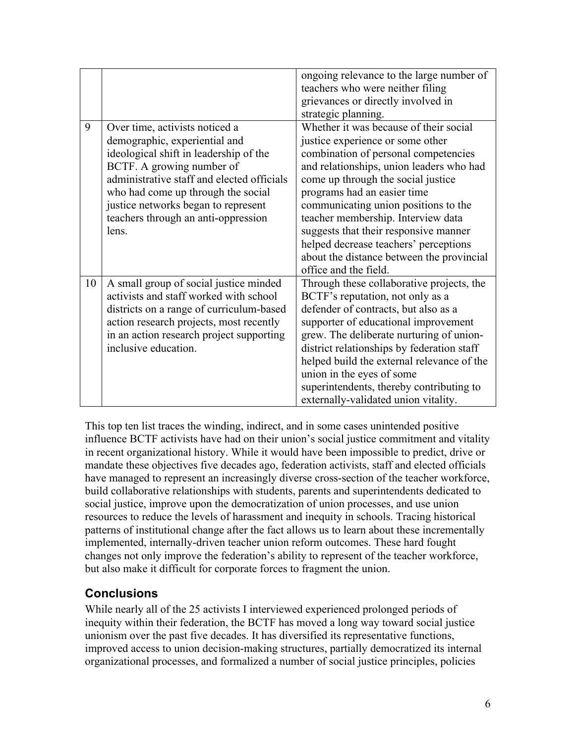| | | |
|---|---|---|
| | | ongoing relevance to the large number of teachers who were neither filing grievances or directly involved in strategic planning. |
| 9 | Over time, activists noticed a demographic, experiential and ideological shift in leadership of the BCTF. A growing number of administrative staff and elected officials who had come up through the social justice networks began to represent teachers through an anti-oppression lens. | Whether it was because of their social justice experience or some other combination of personal competencies and relationships, union leaders who had come up through the social justice programs had an easier time communicating union positions to the teacher membership. Interview data suggests that their responsive manner helped decrease teachers' perceptions about the distance between the provincial office and the field. |
| 10 | A small group of social justice minded activists and staff worked with school districts on a range of curriculum-based action research projects, most recently in an action research project supporting inclusive education. | Through these collaborative projects, the BCTF's reputation, not only as a defender of contracts, but also as a supporter of educational improvement grew. The deliberate nurturing of union-district relationships by federation staff helped build the external relevance of the union in the eyes of some superintendents, thereby contributing to externally-validated union vitality. |

This top ten list traces the winding, indirect, and in some cases unintended positive influence BCTF activists have had on their union's social justice commitment and vitality in recent organizational history. While it would have been impossible to predict, drive or mandate these objectives five decades ago, federation activists, staff and elected officials have managed to represent an increasingly diverse cross-section of the teacher workforce, build collaborative relationships with students, parents and superintendents dedicated to social justice, improve upon the democratization of union processes, and use union resources to reduce the levels of harassment and inequity in schools. Tracing historical patterns of institutional change after the fact allows us to learn about these incrementally implemented, internally-driven teacher union reform outcomes. These hard fought changes not only improve the federation's ability to represent of the teacher workforce, but also make it difficult for corporate forces to fragment the union.

## Conclusions

While nearly all of the 25 activists I interviewed experienced prolonged periods of inequity within their federation, the BCTF has moved a long way toward social justice unionism over the past five decades. It has diversified its representative functions, improved access to union decision-making structures, partially democratized its internal organizational processes, and formalized a number of social justice principles, policies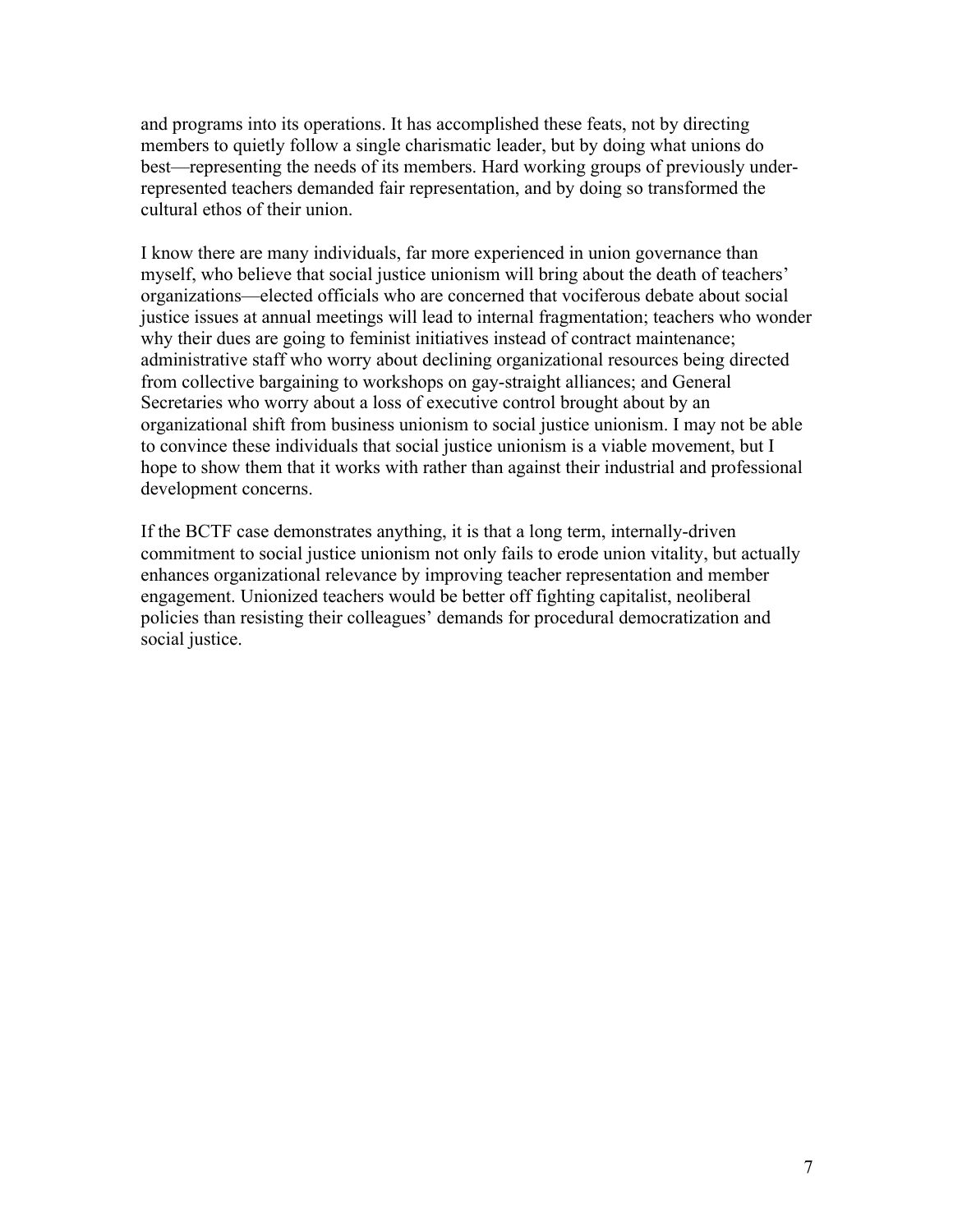and programs into its operations. It has accomplished these feats, not by directing members to quietly follow a single charismatic leader, but by doing what unions do best—representing the needs of its members. Hard working groups of previously under-represented teachers demanded fair representation, and by doing so transformed the cultural ethos of their union.

I know there are many individuals, far more experienced in union governance than myself, who believe that social justice unionism will bring about the death of teachers' organizations—elected officials who are concerned that vociferous debate about social justice issues at annual meetings will lead to internal fragmentation; teachers who wonder why their dues are going to feminist initiatives instead of contract maintenance; administrative staff who worry about declining organizational resources being directed from collective bargaining to workshops on gay-straight alliances; and General Secretaries who worry about a loss of executive control brought about by an organizational shift from business unionism to social justice unionism. I may not be able to convince these individuals that social justice unionism is a viable movement, but I hope to show them that it works with rather than against their industrial and professional development concerns.

If the BCTF case demonstrates anything, it is that a long term, internally-driven commitment to social justice unionism not only fails to erode union vitality, but actually enhances organizational relevance by improving teacher representation and member engagement. Unionized teachers would be better off fighting capitalist, neoliberal policies than resisting their colleagues' demands for procedural democratization and social justice.